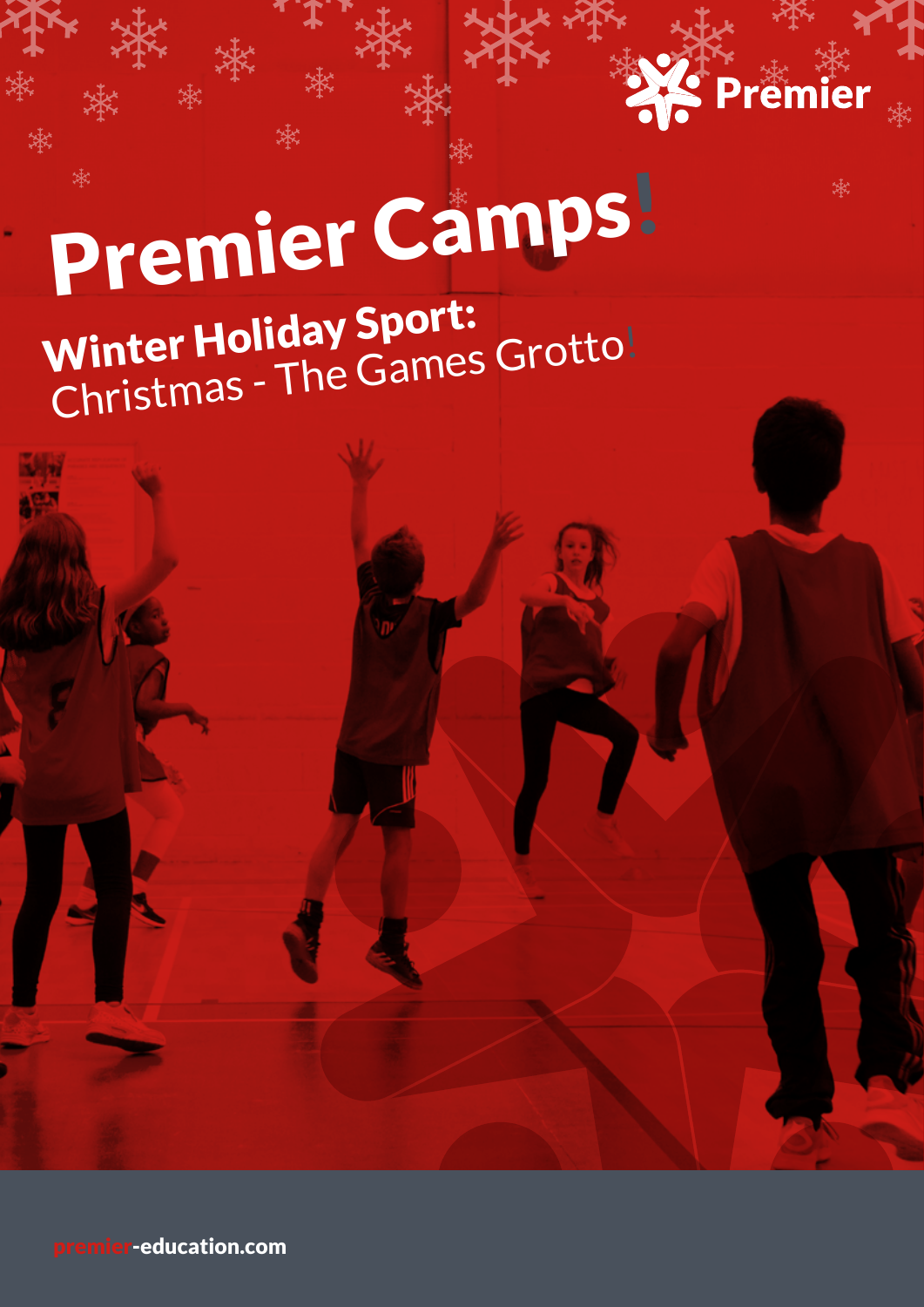Premier

# Premier Camps!

## Winter Holiday Sport:
Christmas - The Games Grotto!

premier-education.com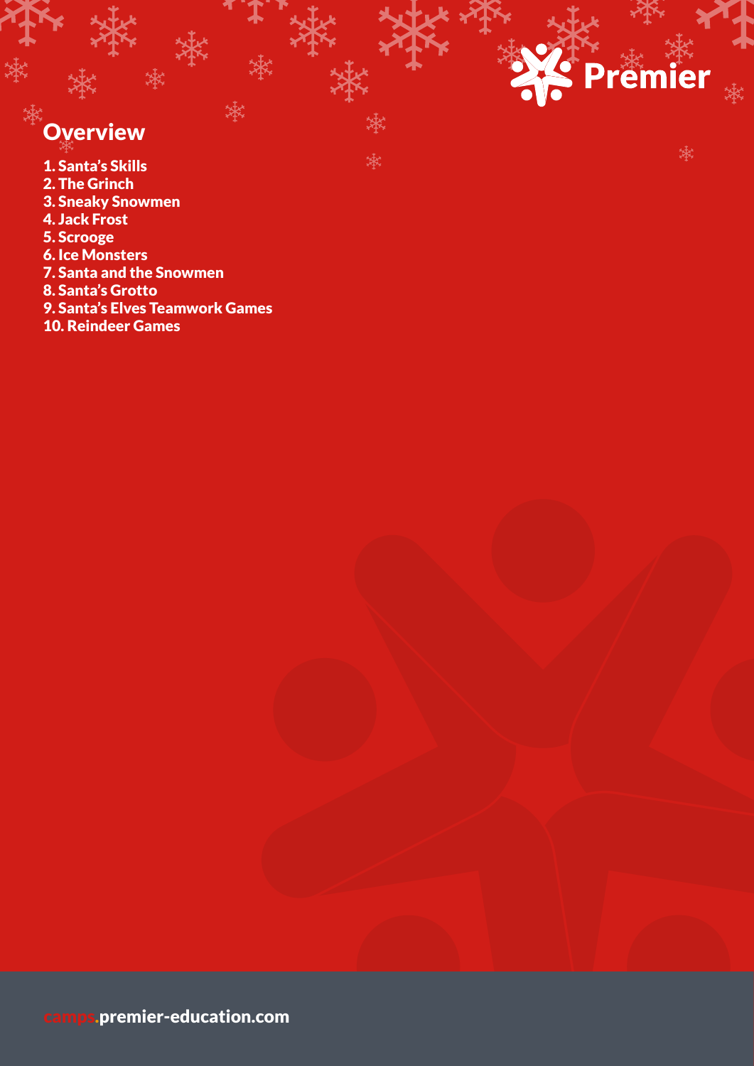## Overview

1. Santa's Skills
2. The Grinch
3. Sneaky Snowmen
4. Jack Frost
5. Scrooge
6. Ice Monsters
7. Santa and the Snowmen
8. Santa's Grotto
9. Santa's Elves Teamwork Games
10. Reindeer Games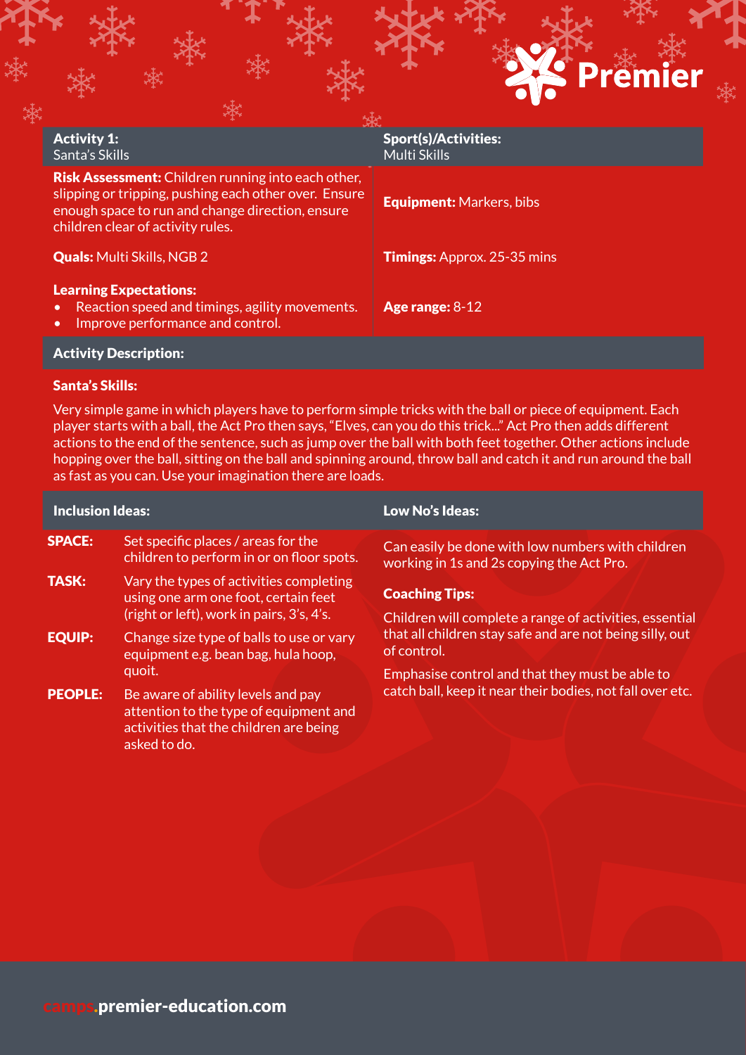| **Activity 1:** Santa's Skills | **Sport(s)/Activities:** Multi Skills |
|---|---|
| **Risk Assessment:** Children running into each other, slipping or tripping, pushing each other over. Ensure enough space to run and change direction, ensure children clear of activity rules. | **Equipment:** Markers, bibs |
| **Quals:** Multi Skills, NGB 2 | **Timings:** Approx. 25-35 mins |
| **Learning Expectations:**<br>• Reaction speed and timings, agility movements.<br>• Improve performance and control. | **Age range:** 8-12 |

## Activity Description:

**Santa's Skills:**

Very simple game in which players have to perform simple tricks with the ball or piece of equipment. Each player starts with a ball, the Act Pro then says, "Elves, can you do this trick..." Act Pro then adds different actions to the end of the sentence, such as jump over the ball with both feet together. Other actions include hopping over the ball, sitting on the ball and spinning around, throw ball and catch it and run around the ball as fast as you can. Use your imagination there are loads.

## Inclusion Ideas:

**SPACE:** Set specific places / areas for the children to perform in or on floor spots.

**TASK:** Vary the types of activities completing using one arm one foot, certain feet (right or left), work in pairs, 3's, 4's.

**EQUIP:** Change size type of balls to use or vary equipment e.g. bean bag, hula hoop, quoit.

**PEOPLE:** Be aware of ability levels and pay attention to the type of equipment and activities that the children are being asked to do.

## Low No's Ideas:

Can easily be done with low numbers with children working in 1s and 2s copying the Act Pro.

**Coaching Tips:**

Children will complete a range of activities, essential that all children stay safe and are not being silly, out of control.

Emphasise control and that they must be able to catch ball, keep it near their bodies, not fall over etc.

camps.premier-education.com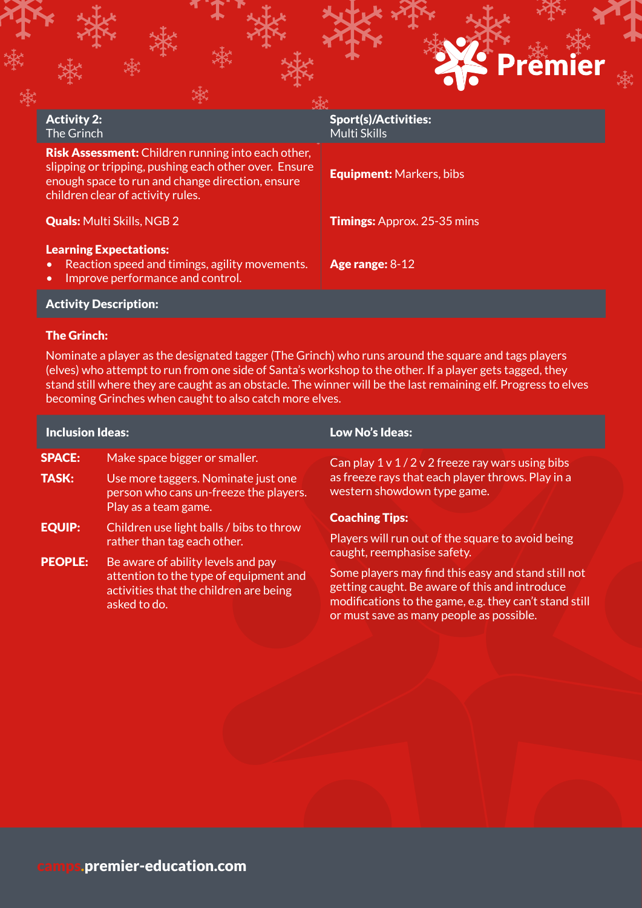| **Activity 2:** The Grinch | **Sport(s)/Activities:** Multi Skills |
|---|---|
| **Risk Assessment:** Children running into each other, slipping or tripping, pushing each other over. Ensure enough space to run and change direction, ensure children clear of activity rules. | **Equipment:** Markers, bibs |
| **Quals:** Multi Skills, NGB 2 | **Timings:** Approx. 25-35 mins |
| **Learning Expectations:** • Reaction speed and timings, agility movements. • Improve performance and control. | **Age range:** 8-12 |

## Activity Description:

**The Grinch:**

Nominate a player as the designated tagger (The Grinch) who runs around the square and tags players (elves) who attempt to run from one side of Santa's workshop to the other. If a player gets tagged, they stand still where they are caught as an obstacle. The winner will be the last remaining elf. Progress to elves becoming Grinches when caught to also catch more elves.

## Inclusion Ideas:

**SPACE:** Make space bigger or smaller.

**TASK:** Use more taggers. Nominate just one person who cans un-freeze the players. Play as a team game.

**EQUIP:** Children use light balls / bibs to throw rather than tag each other.

**PEOPLE:** Be aware of ability levels and pay attention to the type of equipment and activities that the children are being asked to do.

## Low No's Ideas:

Can play 1 v 1 / 2 v 2 freeze ray wars using bibs as freeze rays that each player throws. Play in a western showdown type game.

**Coaching Tips:**

Players will run out of the square to avoid being caught, reemphasise safety.

Some players may find this easy and stand still not getting caught. Be aware of this and introduce modifications to the game, e.g. they can't stand still or must save as many people as possible.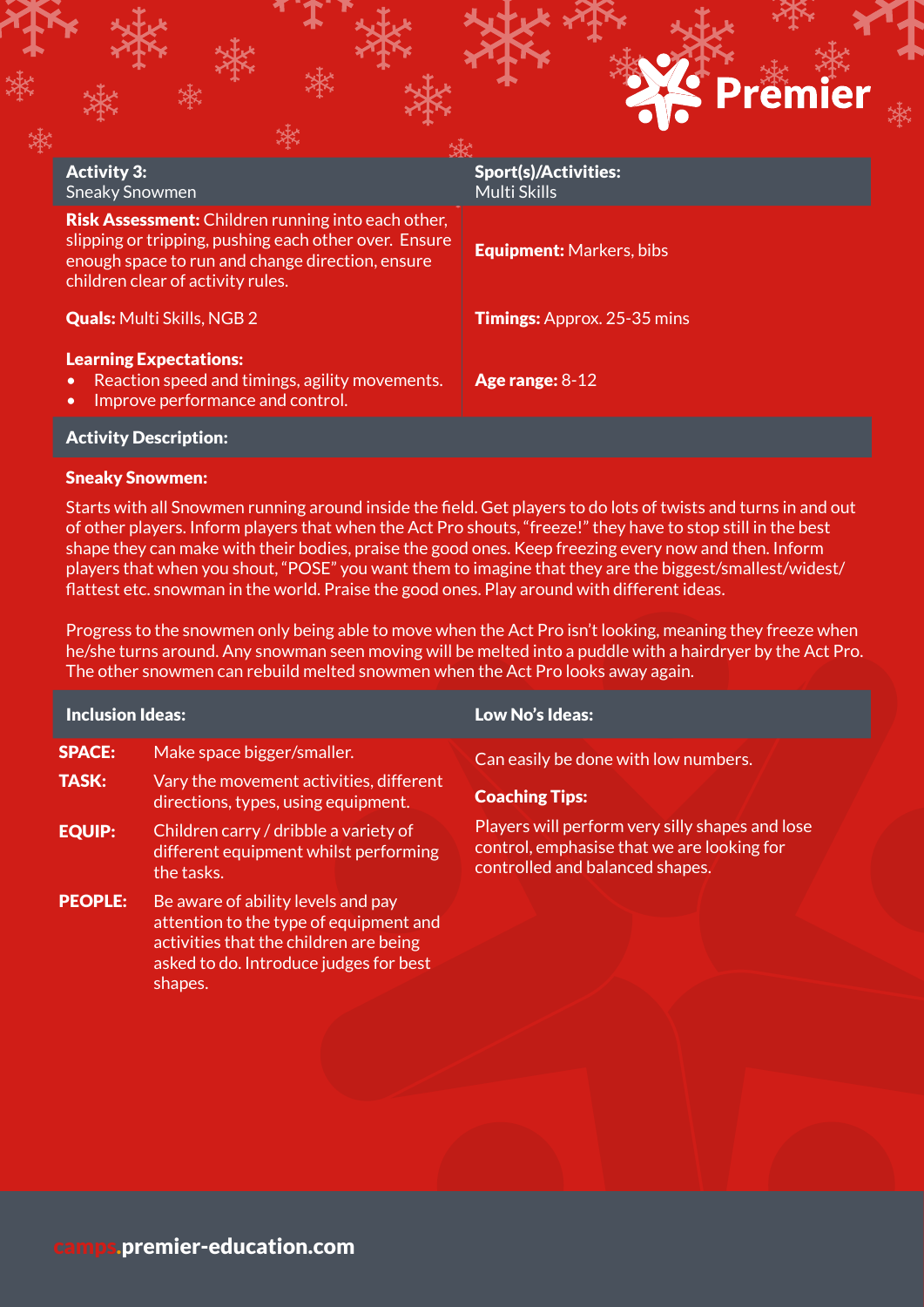| **Activity 3:** Sneaky Snowmen | **Sport(s)/Activities:** Multi Skills |
| --- | --- |
| **Risk Assessment:** Children running into each other, slipping or tripping, pushing each other over. Ensure enough space to run and change direction, ensure children clear of activity rules. | **Equipment:** Markers, bibs |
| **Quals:** Multi Skills, NGB 2 | **Timings:** Approx. 25-35 mins |
| **Learning Expectations:** <br>• Reaction speed and timings, agility movements. <br>• Improve performance and control. | **Age range:** 8-12 |

## Activity Description:

**Sneaky Snowmen:**

Starts with all Snowmen running around inside the field. Get players to do lots of twists and turns in and out of other players. Inform players that when the Act Pro shouts, "freeze!" they have to stop still in the best shape they can make with their bodies, praise the good ones. Keep freezing every now and then. Inform players that when you shout, "POSE" you want them to imagine that they are the biggest/smallest/widest/flattest etc. snowman in the world. Praise the good ones. Play around with different ideas.

Progress to the snowmen only being able to move when the Act Pro isn't looking, meaning they freeze when he/she turns around. Any snowman seen moving will be melted into a puddle with a hairdryer by the Act Pro. The other snowmen can rebuild melted snowmen when the Act Pro looks away again.

## Inclusion Ideas:

**SPACE:** Make space bigger/smaller.

**TASK:** Vary the movement activities, different directions, types, using equipment.

**EQUIP:** Children carry / dribble a variety of different equipment whilst performing the tasks.

**PEOPLE:** Be aware of ability levels and pay attention to the type of equipment and activities that the children are being asked to do. Introduce judges for best shapes.

## Low No's Ideas:

Can easily be done with low numbers.

**Coaching Tips:**

Players will perform very silly shapes and lose control, emphasise that we are looking for controlled and balanced shapes.

camps.premier-education.com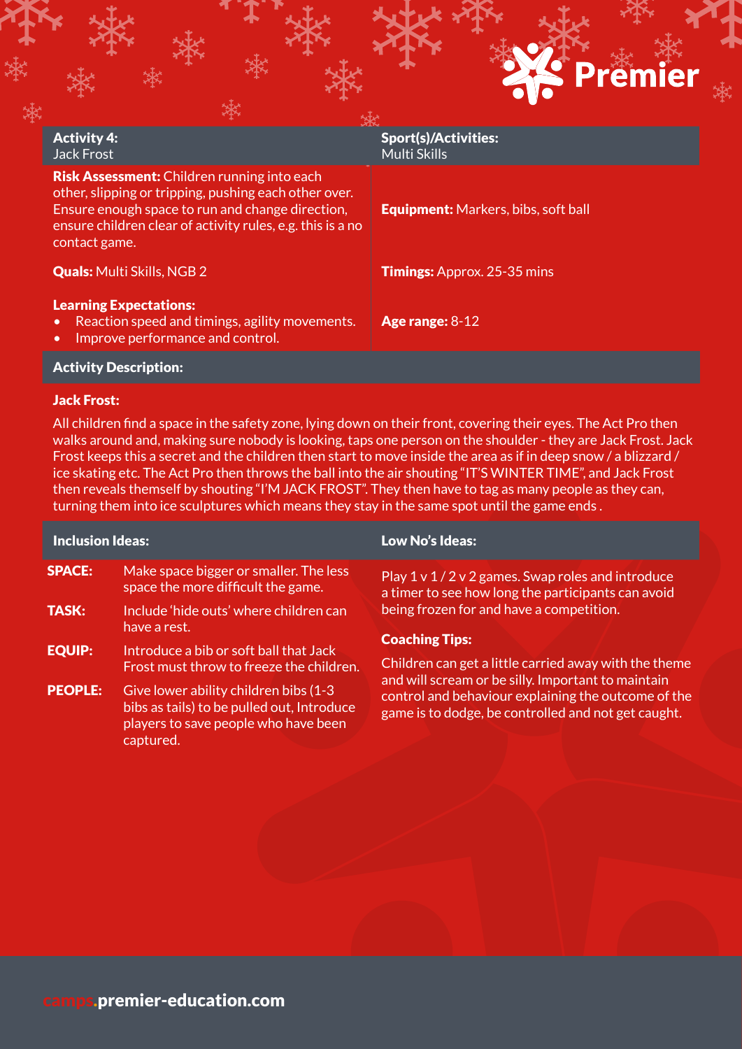| **Activity 4:** Jack Frost | **Sport(s)/Activities:** Multi Skills |
|---|---|
| **Risk Assessment:** Children running into each other, slipping or tripping, pushing each other over. Ensure enough space to run and change direction, ensure children clear of activity rules, e.g. this is a no contact game. | **Equipment:** Markers, bibs, soft ball |
| **Quals:** Multi Skills, NGB 2 | **Timings:** Approx. 25-35 mins |
| **Learning Expectations:** <br>• Reaction speed and timings, agility movements.<br>• Improve performance and control. | **Age range:** 8-12 |

## Activity Description:

**Jack Frost:**

All children find a space in the safety zone, lying down on their front, covering their eyes. The Act Pro then walks around and, making sure nobody is looking, taps one person on the shoulder - they are Jack Frost. Jack Frost keeps this a secret and the children then start to move inside the area as if in deep snow / a blizzard / ice skating etc. The Act Pro then throws the ball into the air shouting "IT'S WINTER TIME", and Jack Frost then reveals themself by shouting "I'M JACK FROST". They then have to tag as many people as they can, turning them into ice sculptures which means they stay in the same spot until the game ends .

## Inclusion Ideas:

| | |
|---|---|
| **SPACE:** | Make space bigger or smaller. The less space the more difficult the game. |
| **TASK:** | Include 'hide outs' where children can have a rest. |
| **EQUIP:** | Introduce a bib or soft ball that Jack Frost must throw to freeze the children. |
| **PEOPLE:** | Give lower ability children bibs (1-3 bibs as tails) to be pulled out, Introduce players to save people who have been captured. |

## Low No's Ideas:

Play 1 v 1 / 2 v 2 games. Swap roles and introduce a timer to see how long the participants can avoid being frozen for and have a competition.

**Coaching Tips:**

Children can get a little carried away with the theme and will scream or be silly. Important to maintain control and behaviour explaining the outcome of the game is to dodge, be controlled and not get caught.

camps.premier-education.com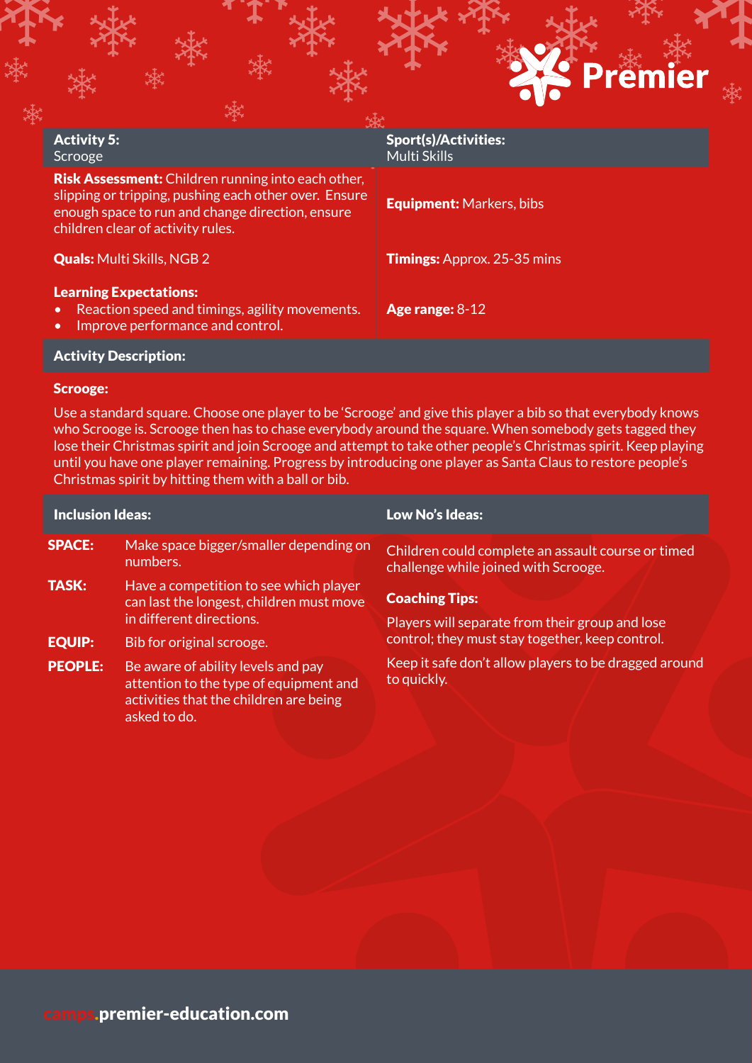| Activity 5: Scrooge | Sport(s)/Activities: Multi Skills |
|---|---|
| **Risk Assessment:** Children running into each other, slipping or tripping, pushing each other over. Ensure enough space to run and change direction, ensure children clear of activity rules. | **Equipment:** Markers, bibs |
| **Quals:** Multi Skills, NGB 2 | **Timings:** Approx. 25-35 mins |
| **Learning Expectations:**<br>• Reaction speed and timings, agility movements.<br>• Improve performance and control. | **Age range:** 8-12 |

## Activity Description:

**Scrooge:**

Use a standard square. Choose one player to be 'Scrooge' and give this player a bib so that everybody knows who Scrooge is. Scrooge then has to chase everybody around the square. When somebody gets tagged they lose their Christmas spirit and join Scrooge and attempt to take other people's Christmas spirit. Keep playing until you have one player remaining. Progress by introducing one player as Santa Claus to restore people's Christmas spirit by hitting them with a ball or bib.

### Inclusion Ideas:

| | |
|---|---|
| **SPACE:** | Make space bigger/smaller depending on numbers. |
| **TASK:** | Have a competition to see which player can last the longest, children must move in different directions. |
| **EQUIP:** | Bib for original scrooge. |
| **PEOPLE:** | Be aware of ability levels and pay attention to the type of equipment and activities that the children are being asked to do. |

### Low No's Ideas:

Children could complete an assault course or timed challenge while joined with Scrooge.

**Coaching Tips:**

Players will separate from their group and lose control; they must stay together, keep control.

Keep it safe don't allow players to be dragged around to quickly.

camps.premier-education.com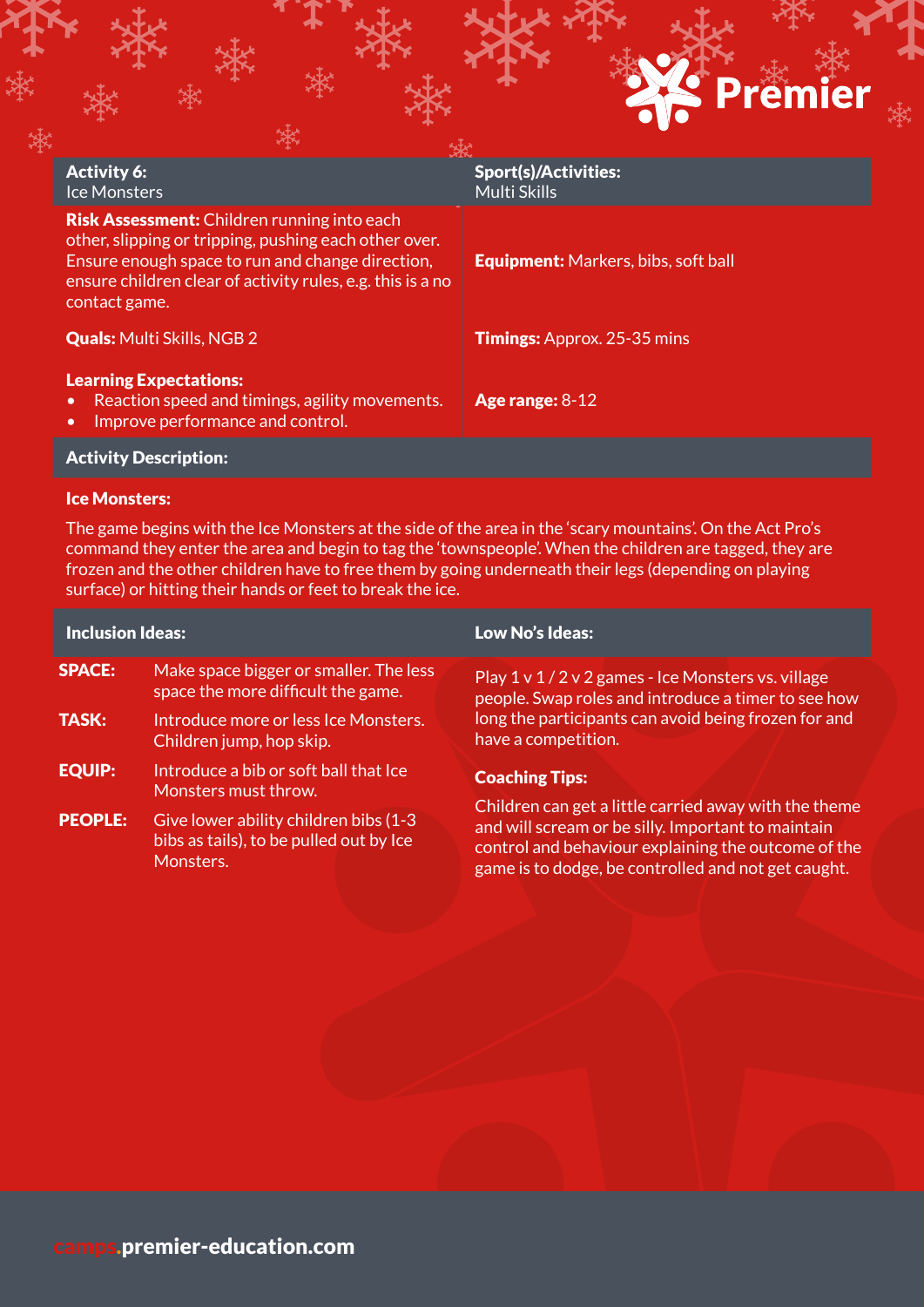| **Activity 6:** Ice Monsters | **Sport(s)/Activities:** Multi Skills |
|---|---|
| **Risk Assessment:** Children running into each other, slipping or tripping, pushing each other over. Ensure enough space to run and change direction, ensure children clear of activity rules, e.g. this is a no contact game. | **Equipment:** Markers, bibs, soft ball |
| **Quals:** Multi Skills, NGB 2 | **Timings:** Approx. 25-35 mins |
| **Learning Expectations:** <br>• Reaction speed and timings, agility movements.<br>• Improve performance and control. | **Age range:** 8-12 |

## Activity Description:

**Ice Monsters:**

The game begins with the Ice Monsters at the side of the area in the 'scary mountains'. On the Act Pro's command they enter the area and begin to tag the 'townspeople'. When the children are tagged, they are frozen and the other children have to free them by going underneath their legs (depending on playing surface) or hitting their hands or feet to break the ice.

## Inclusion Ideas:

| | |
|---|---|
| **SPACE:** | Make space bigger or smaller. The less space the more difficult the game. |
| **TASK:** | Introduce more or less Ice Monsters. Children jump, hop skip. |
| **EQUIP:** | Introduce a bib or soft ball that Ice Monsters must throw. |
| **PEOPLE:** | Give lower ability children bibs (1-3 bibs as tails), to be pulled out by Ice Monsters. |

## Low No's Ideas:

Play 1 v 1 / 2 v 2 games - Ice Monsters vs. village people. Swap roles and introduce a timer to see how long the participants can avoid being frozen for and have a competition.

**Coaching Tips:**

Children can get a little carried away with the theme and will scream or be silly. Important to maintain control and behaviour explaining the outcome of the game is to dodge, be controlled and not get caught.

camps.premier-education.com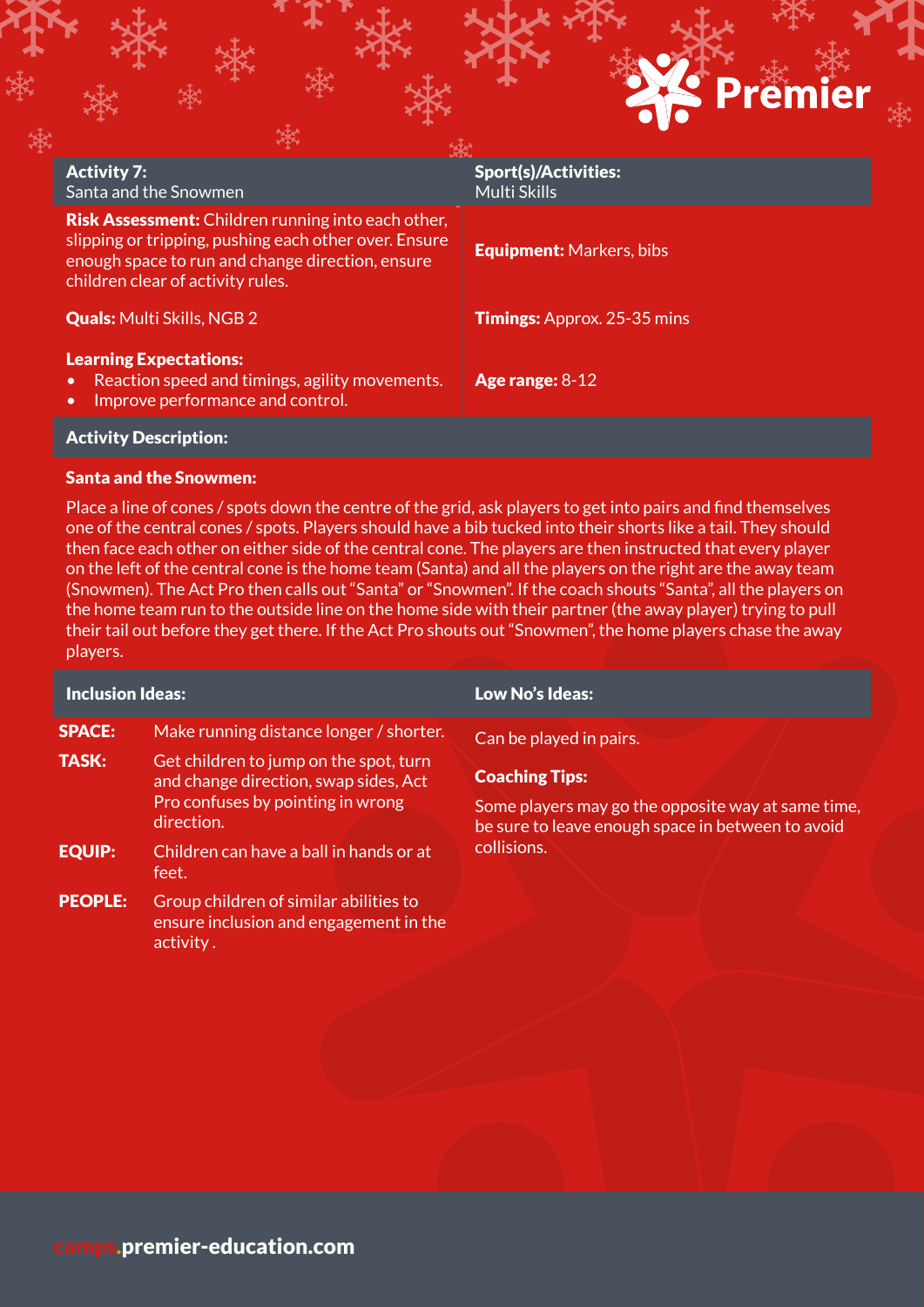| **Activity 7:** Santa and the Snowmen | **Sport(s)/Activities:** Multi Skills |
|---|---|
| **Risk Assessment:** Children running into each other, slipping or tripping, pushing each other over. Ensure enough space to run and change direction, ensure children clear of activity rules. | **Equipment:** Markers, bibs |
| **Quals:** Multi Skills, NGB 2 | **Timings:** Approx. 25-35 mins |
| **Learning Expectations:**<br>• Reaction speed and timings, agility movements.<br>• Improve performance and control. | **Age range:** 8-12 |

## Activity Description:

### Santa and the Snowmen:

Place a line of cones / spots down the centre of the grid, ask players to get into pairs and find themselves one of the central cones / spots. Players should have a bib tucked into their shorts like a tail. They should then face each other on either side of the central cone. The players are then instructed that every player on the left of the central cone is the home team (Santa) and all the players on the right are the away team (Snowmen). The Act Pro then calls out "Santa" or "Snowmen". If the coach shouts "Santa", all the players on the home team run to the outside line on the home side with their partner (the away player) trying to pull their tail out before they get there. If the Act Pro shouts out "Snowmen", the home players chase the away players.

## Inclusion Ideas:

| | |
|---|---|
| **SPACE:** | Make running distance longer / shorter. |
| **TASK:** | Get children to jump on the spot, turn and change direction, swap sides, Act Pro confuses by pointing in wrong direction. |
| **EQUIP:** | Children can have a ball in hands or at feet. |
| **PEOPLE:** | Group children of similar abilities to ensure inclusion and engagement in the activity . |

## Low No's Ideas:

Can be played in pairs.

**Coaching Tips:**

Some players may go the opposite way at same time, be sure to leave enough space in between to avoid collisions.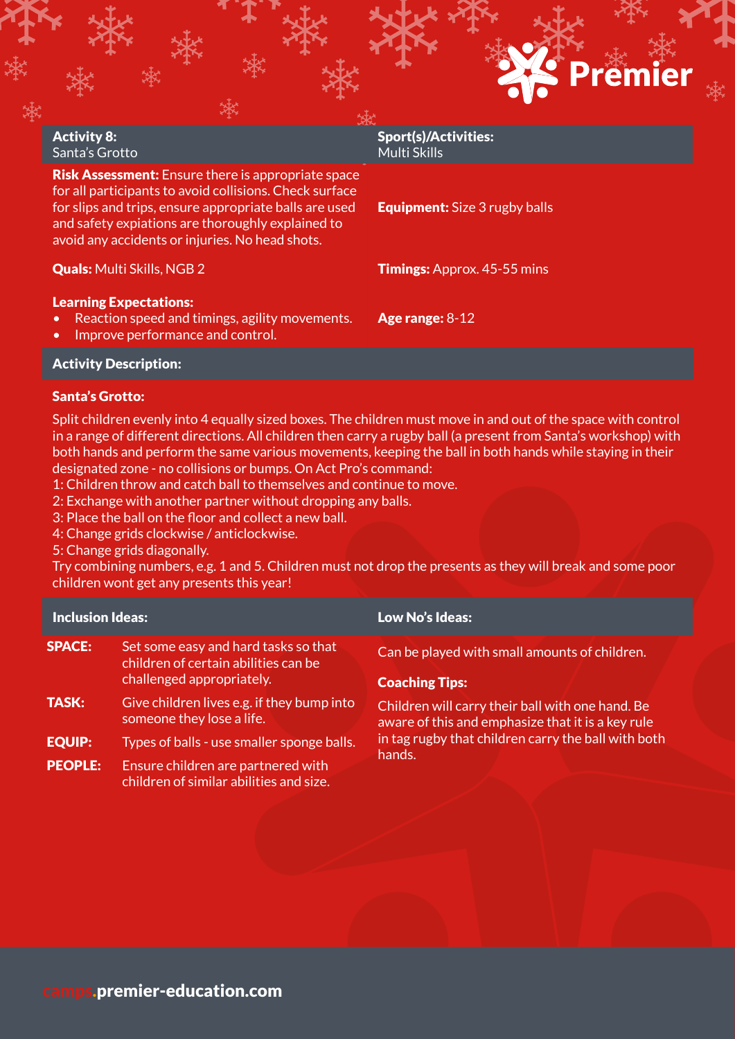| **Activity 8:** Santa's Grotto | **Sport(s)/Activities:** Multi Skills |
|---|---|
| **Risk Assessment:** Ensure there is appropriate space for all participants to avoid collisions. Check surface for slips and trips, ensure appropriate balls are used and safety expiations are thoroughly explained to avoid any accidents or injuries. No head shots. | **Equipment:** Size 3 rugby balls |
| **Quals:** Multi Skills, NGB 2 | **Timings:** Approx. 45-55 mins |
| **Learning Expectations:**<br>• Reaction speed and timings, agility movements.<br>• Improve performance and control. | **Age range:** 8-12 |

**Activity Description:**

**Santa's Grotto:**

Split children evenly into 4 equally sized boxes. The children must move in and out of the space with control in a range of different directions. All children then carry a rugby ball (a present from Santa's workshop) with both hands and perform the same various movements, keeping the ball in both hands while staying in their designated zone - no collisions or bumps. On Act Pro's command:
1: Children throw and catch ball to themselves and continue to move.
2: Exchange with another partner without dropping any balls.
3: Place the ball on the floor and collect a new ball.
4: Change grids clockwise / anticlockwise.
5: Change grids diagonally.
Try combining numbers, e.g. 1 and 5. Children must not drop the presents as they will break and some poor children wont get any presents this year!

**Inclusion Ideas:**

| | |
|---|---|
| **SPACE:** | Set some easy and hard tasks so that children of certain abilities can be challenged appropriately. |
| **TASK:** | Give children lives e.g. if they bump into someone they lose a life. |
| **EQUIP:** | Types of balls - use smaller sponge balls. |
| **PEOPLE:** | Ensure children are partnered with children of similar abilities and size. |

**Low No's Ideas:**

Can be played with small amounts of children.

**Coaching Tips:**

Children will carry their ball with one hand. Be aware of this and emphasize that it is a key rule in tag rugby that children carry the ball with both hands.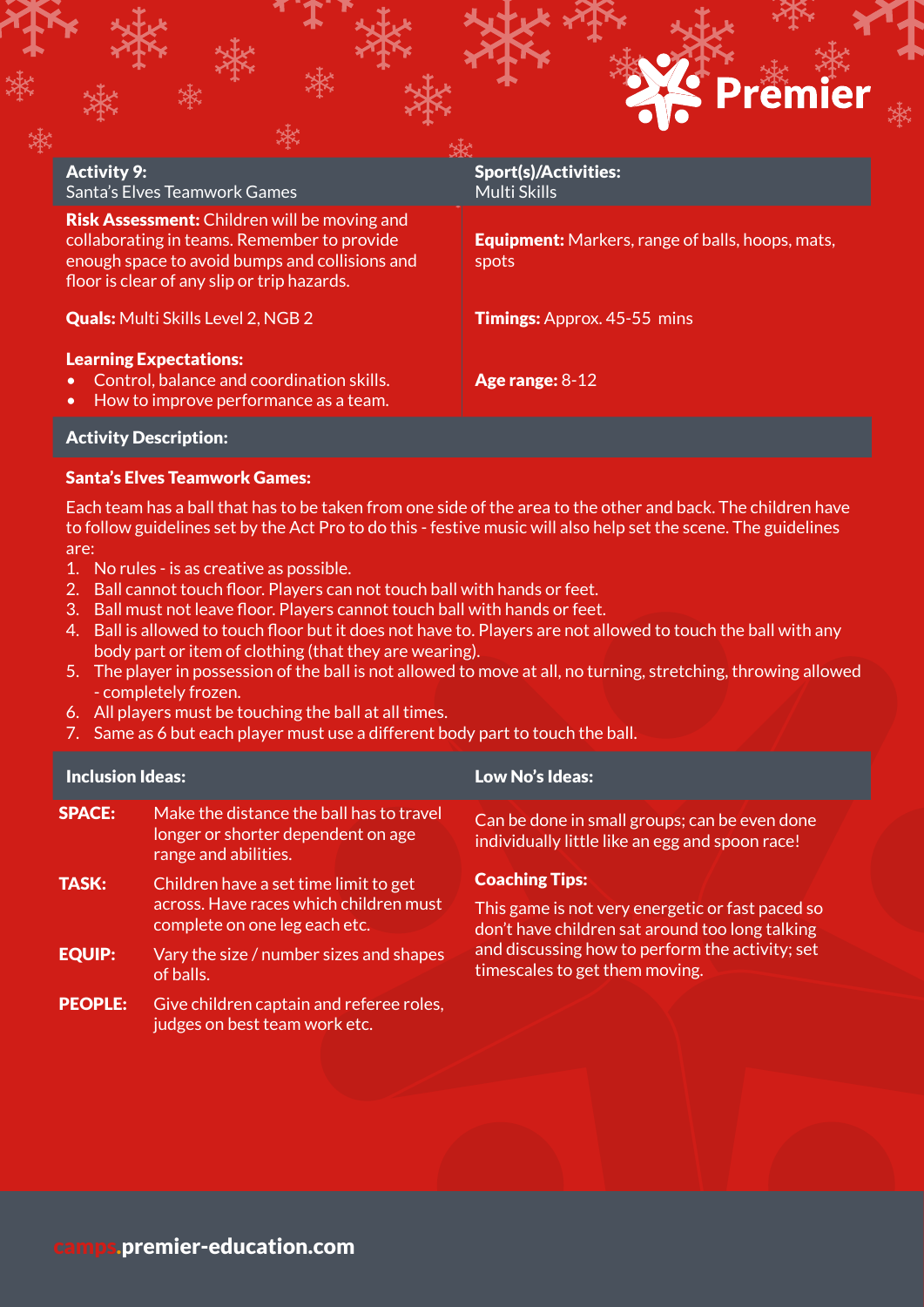**Activity 9:**
Santa's Elves Teamwork Games

**Sport(s)/Activities:**
Multi Skills

**Risk Assessment:** Children will be moving and collaborating in teams. Remember to provide enough space to avoid bumps and collisions and floor is clear of any slip or trip hazards.

**Equipment:** Markers, range of balls, hoops, mats, spots

**Quals:** Multi Skills Level 2, NGB 2

**Timings:** Approx. 45-55 mins

**Learning Expectations:**

- Control, balance and coordination skills.
- How to improve performance as a team.

**Age range:** 8-12

## Activity Description:

**Santa's Elves Teamwork Games:**

Each team has a ball that has to be taken from one side of the area to the other and back. The children have to follow guidelines set by the Act Pro to do this - festive music will also help set the scene. The guidelines are:

1. No rules - is as creative as possible.
2. Ball cannot touch floor. Players can not touch ball with hands or feet.
3. Ball must not leave floor. Players cannot touch ball with hands or feet.
4. Ball is allowed to touch floor but it does not have to. Players are not allowed to touch the ball with any body part or item of clothing (that they are wearing).
5. The player in possession of the ball is not allowed to move at all, no turning, stretching, throwing allowed - completely frozen.
6. All players must be touching the ball at all times.
7. Same as 6 but each player must use a different body part to touch the ball.

## Inclusion Ideas:

| | |
|---|---|
| **SPACE:** | Make the distance the ball has to travel longer or shorter dependent on age range and abilities. |
| **TASK:** | Children have a set time limit to get across. Have races which children must complete on one leg each etc. |
| **EQUIP:** | Vary the size / number sizes and shapes of balls. |
| **PEOPLE:** | Give children captain and referee roles, judges on best team work etc. |

## Low No's Ideas:

Can be done in small groups; can be even done individually little like an egg and spoon race!

**Coaching Tips:**

This game is not very energetic or fast paced so don't have children sat around too long talking and discussing how to perform the activity; set timescales to get them moving.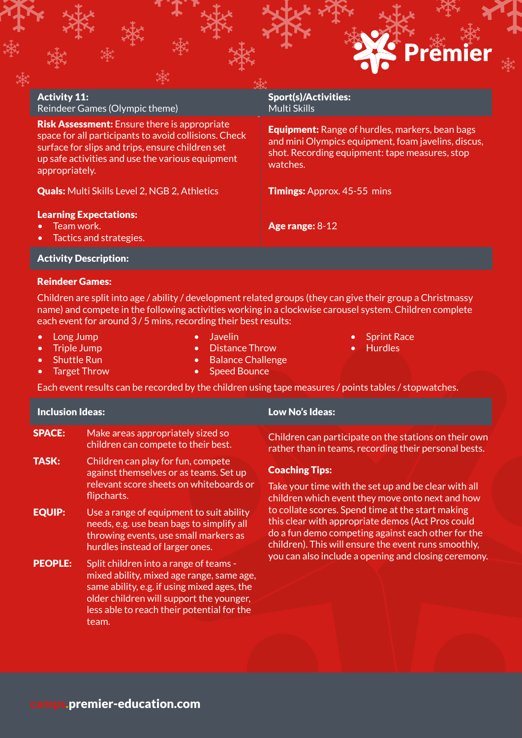**Activity 11:**
Reindeer Games (Olympic theme)

**Sport(s)/Activities:**
Multi Skills

**Risk Assessment:** Ensure there is appropriate space for all participants to avoid collisions. Check surface for slips and trips, ensure children set up safe activities and use the various equipment appropriately.

**Equipment:** Range of hurdles, markers, bean bags and mini Olympics equipment, foam javelins, discus, shot. Recording equipment: tape measures, stop watches.

**Quals:** Multi Skills Level 2, NGB 2, Athletics

**Timings:** Approx. 45-55 mins

**Learning Expectations:**

- Team work.
- Tactics and strategies.

**Age range:** 8-12

## Activity Description:

**Reindeer Games:**

Children are split into age / ability / development related groups (they can give their group a Christmassy name) and compete in the following activities working in a clockwise carousel system. Children complete each event for around 3 / 5 mins, recording their best results:

- Long Jump
- Triple Jump
- Shuttle Run
- Target Throw
- Javelin
- Distance Throw
- Balance Challenge
- Speed Bounce
- Sprint Race
- Hurdles

Each event results can be recorded by the children using tape measures / points tables / stopwatches.

## Inclusion Ideas:

**SPACE:** Make areas appropriately sized so children can compete to their best.

**TASK:** Children can play for fun, compete against themselves or as teams. Set up relevant score sheets on whiteboards or flipcharts.

**EQUIP:** Use a range of equipment to suit ability needs, e.g. use bean bags to simplify all throwing events, use small markers as hurdles instead of larger ones.

**PEOPLE:** Split children into a range of teams - mixed ability, mixed age range, same age, same ability, e.g. if using mixed ages, the older children will support the younger, less able to reach their potential for the team.

## Low No's Ideas:

Children can participate on the stations on their own rather than in teams, recording their personal bests.

**Coaching Tips:**

Take your time with the set up and be clear with all children which event they move onto next and how to collate scores. Spend time at the start making this clear with appropriate demos (Act Pros could do a fun demo competing against each other for the children). This will ensure the event runs smoothly, you can also include a opening and closing ceremony.

camps.premier-education.com